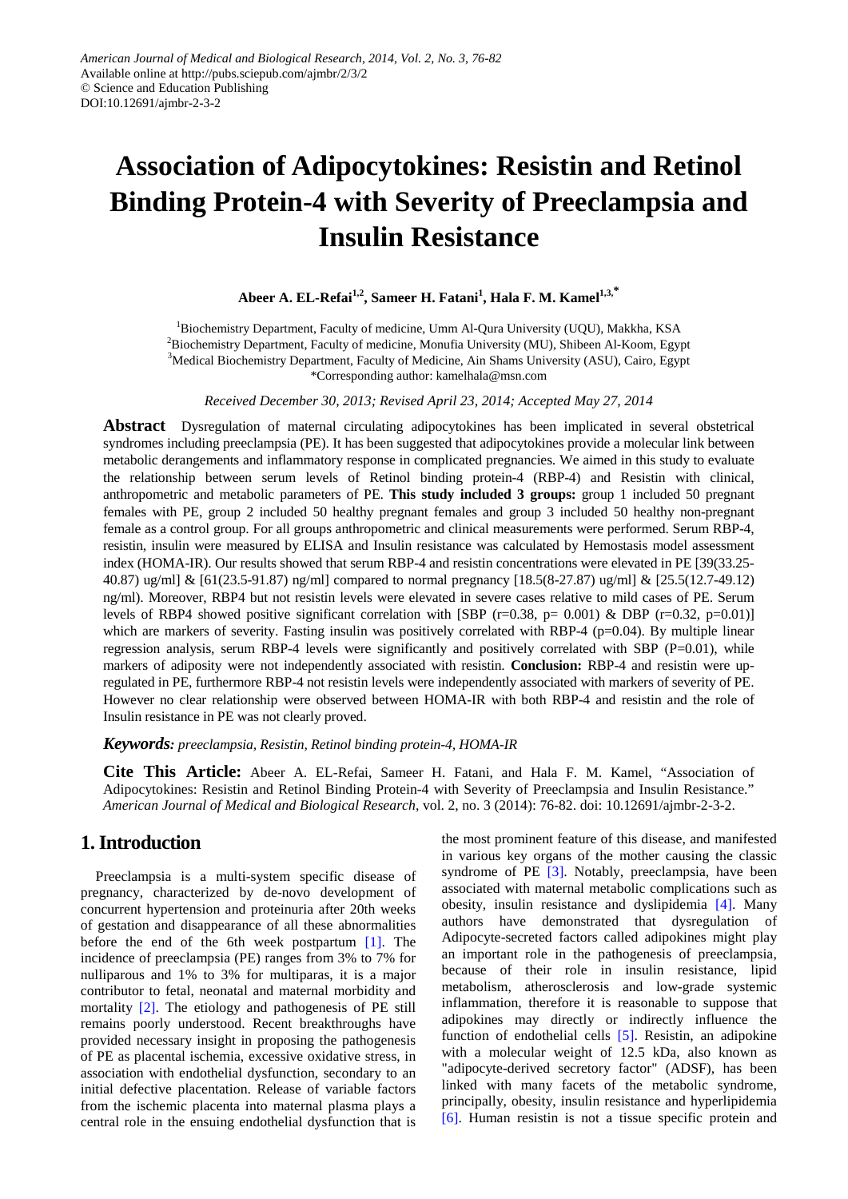American Journal of Medical and Biological Research, 2014, Vol. 2, No. 3, 76-82
Available online at http://pubs.sciepub.com/ajmbr/2/3/2
© Science and Education Publishing
DOI:10.12691/ajmbr-2-3-2

# Association of Adipocytokines: Resistin and Retinol Binding Protein-4 with Severity of Preeclampsia and Insulin Resistance

**Abeer A. EL-Refai[1,2], Sameer H. Fatani[1], Hala F. M. Kamel[1,3,*]**

[1]Biochemistry Department, Faculty of medicine, Umm Al-Qura University (UQU), Makkha, KSA
[2]Biochemistry Department, Faculty of medicine, Monufia University (MU), Shibeen Al-Koom, Egypt
[3]Medical Biochemistry Department, Faculty of Medicine, Ain Shams University (ASU), Cairo, Egypt
*Corresponding author: kamelhala@msn.com

*Received December 30, 2013; Revised April 23, 2014; Accepted May 27, 2014*

**Abstract** Dysregulation of maternal circulating adipocytokines has been implicated in several obstetrical syndromes including preeclampsia (PE). It has been suggested that adipocytokines provide a molecular link between metabolic derangements and inflammatory response in complicated pregnancies. We aimed in this study to evaluate the relationship between serum levels of Retinol binding protein-4 (RBP-4) and Resistin with clinical, anthropometric and metabolic parameters of PE. **This study included 3 groups:** group 1 included 50 pregnant females with PE, group 2 included 50 healthy pregnant females and group 3 included 50 healthy non-pregnant female as a control group. For all groups anthropometric and clinical measurements were performed. Serum RBP-4, resistin, insulin were measured by ELISA and Insulin resistance was calculated by Hemostasis model assessment index (HOMA-IR). Our results showed that serum RBP-4 and resistin concentrations were elevated in PE [39(33.25-40.87) ug/ml] & [61(23.5-91.87) ng/ml] compared to normal pregnancy [18.5(8-27.87) ug/ml] & [25.5(12.7-49.12) ng/ml). Moreover, RBP4 but not resistin levels were elevated in severe cases relative to mild cases of PE. Serum levels of RBP4 showed positive significant correlation with [SBP (r=0.38, p= 0.001) & DBP (r=0.32, p=0.01)] which are markers of severity. Fasting insulin was positively correlated with RBP-4 (p=0.04). By multiple linear regression analysis, serum RBP-4 levels were significantly and positively correlated with SBP (P=0.01), while markers of adiposity were not independently associated with resistin. **Conclusion:** RBP-4 and resistin were up-regulated in PE, furthermore RBP-4 not resistin levels were independently associated with markers of severity of PE. However no clear relationship were observed between HOMA-IR with both RBP-4 and resistin and the role of Insulin resistance in PE was not clearly proved.

***Keywords:*** *preeclampsia, Resistin, Retinol binding protein-4, HOMA-IR*

**Cite This Article:** Abeer A. EL-Refai, Sameer H. Fatani, and Hala F. M. Kamel, "Association of Adipocytokines: Resistin and Retinol Binding Protein-4 with Severity of Preeclampsia and Insulin Resistance." *American Journal of Medical and Biological Research*, vol. 2, no. 3 (2014): 76-82. doi: 10.12691/ajmbr-2-3-2.

## 1. Introduction

Preeclampsia is a multi-system specific disease of pregnancy, characterized by de-novo development of concurrent hypertension and proteinuria after 20th weeks of gestation and disappearance of all these abnormalities before the end of the 6th week postpartum [1]. The incidence of preeclampsia (PE) ranges from 3% to 7% for nulliparous and 1% to 3% for multiparas, it is a major contributor to fetal, neonatal and maternal morbidity and mortality [2]. The etiology and pathogenesis of PE still remains poorly understood. Recent breakthroughs have provided necessary insight in proposing the pathogenesis of PE as placental ischemia, excessive oxidative stress, in association with endothelial dysfunction, secondary to an initial defective placentation. Release of variable factors from the ischemic placenta into maternal plasma plays a central role in the ensuing endothelial dysfunction that is the most prominent feature of this disease, and manifested in various key organs of the mother causing the classic syndrome of PE [3]. Notably, preeclampsia, have been associated with maternal metabolic complications such as obesity, insulin resistance and dyslipidemia [4]. Many authors have demonstrated that dysregulation of Adipocyte-secreted factors called adipokines might play an important role in the pathogenesis of preeclampsia, because of their role in insulin resistance, lipid metabolism, atherosclerosis and low-grade systemic inflammation, therefore it is reasonable to suppose that adipokines may directly or indirectly influence the function of endothelial cells [5]. Resistin, an adipokine with a molecular weight of 12.5 kDa, also known as "adipocyte-derived secretory factor" (ADSF), has been linked with many facets of the metabolic syndrome, principally, obesity, insulin resistance and hyperlipidemia [6]. Human resistin is not a tissue specific protein and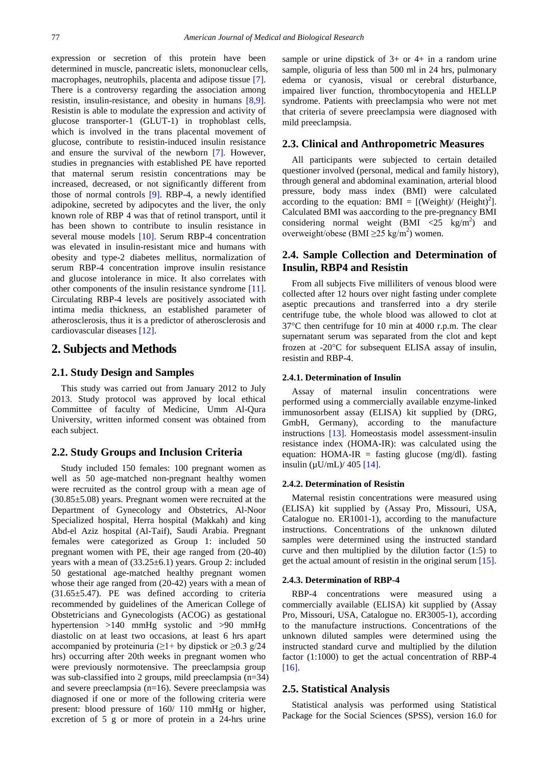expression or secretion of this protein have been determined in muscle, pancreatic islets, mononuclear cells, macrophages, neutrophils, placenta and adipose tissue [7]. There is a controversy regarding the association among resistin, insulin-resistance, and obesity in humans [8,9]. Resistin is able to modulate the expression and activity of glucose transporter-1 (GLUT-1) in trophoblast cells, which is involved in the trans placental movement of glucose, contribute to resistin-induced insulin resistance and ensure the survival of the newborn [7]. However, studies in pregnancies with established PE have reported that maternal serum resistin concentrations may be increased, decreased, or not significantly different from those of normal controls [9]. RBP-4, a newly identified adipokine, secreted by adipocytes and the liver, the only known role of RBP 4 was that of retinol transport, until it has been shown to contribute to insulin resistance in several mouse models [10]. Serum RBP-4 concentration was elevated in insulin-resistant mice and humans with obesity and type-2 diabetes mellitus, normalization of serum RBP-4 concentration improve insulin resistance and glucose intolerance in mice. It also correlates with other components of the insulin resistance syndrome [11]. Circulating RBP-4 levels are positively associated with intima media thickness, an established parameter of atherosclerosis, thus it is a predictor of atherosclerosis and cardiovascular diseases [12].

# 2. Subjects and Methods

## 2.1. Study Design and Samples

This study was carried out from January 2012 to July 2013. Study protocol was approved by local ethical Committee of faculty of Medicine, Umm Al-Qura University, written informed consent was obtained from each subject.

## 2.2. Study Groups and Inclusion Criteria

Study included 150 females: 100 pregnant women as well as 50 age-matched non-pregnant healthy women were recruited as the control group with a mean age of (30.85±5.08) years. Pregnant women were recruited at the Department of Gynecology and Obstetrics, Al-Noor Specialized hospital, Herra hospital (Makkah) and king Abd-el Aziz hospital (Al-Taif), Saudi Arabia. Pregnant females were categorized as Group 1: included 50 pregnant women with PE, their age ranged from (20-40) years with a mean of (33.25±6.1) years. Group 2: included 50 gestational age-matched healthy pregnant women whose their age ranged from (20-42) years with a mean of (31.65±5.47). PE was defined according to criteria recommended by guidelines of the American College of Obstetricians and Gynecologists (ACOG) as gestational hypertension >140 mmHg systolic and >90 mmHg diastolic on at least two occasions, at least 6 hrs apart accompanied by proteinuria (≥1+ by dipstick or ≥0.3 g/24 hrs) occurring after 20th weeks in pregnant women who were previously normotensive. The preeclampsia group was sub-classified into 2 groups, mild preeclampsia (n=34) and severe preeclampsia (n=16). Severe preeclampsia was diagnosed if one or more of the following criteria were present: blood pressure of 160/ 110 mmHg or higher, excretion of 5 g or more of protein in a 24-hrs urine sample or urine dipstick of 3+ or 4+ in a random urine sample, oliguria of less than 500 ml in 24 hrs, pulmonary edema or cyanosis, visual or cerebral disturbance, impaired liver function, thrombocytopenia and HELLP syndrome. Patients with preeclampsia who were not met that criteria of severe preeclampsia were diagnosed with mild preeclampsia.

## 2.3. Clinical and Anthropometric Measures

All participants were subjected to certain detailed questioner involved (personal, medical and family history), through general and abdominal examination, arterial blood pressure, body mass index (BMI) were calculated according to the equation: $\text{BMI} = [(\text{Weight})/ (\text{Height})^2]$. Calculated BMI was aaccording to the pre-pregnancy BMI considering normal weight (BMI <25 $\text{kg/m}^2$) and overweight/obese (BMI ≥25 $\text{kg/m}^2$) women.

## 2.4. Sample Collection and Determination of Insulin, RBP4 and Resistin

From all subjects Five milliliters of venous blood were collected after 12 hours over night fasting under complete aseptic precautions and transferred into a dry sterile centrifuge tube, the whole blood was allowed to clot at 37°C then centrifuge for 10 min at 4000 r.p.m. The clear supernatant serum was separated from the clot and kept frozen at -20°C for subsequent ELISA assay of insulin, resistin and RBP-4.

### 2.4.1. Determination of Insulin

Assay of maternal insulin concentrations were performed using a commercially available enzyme-linked immunosorbent assay (ELISA) kit supplied by (DRG, GmbH, Germany), according to the manufacture instructions [13]. Homeostasis model assessment-insulin resistance index (HOMA-IR): was calculated using the equation: HOMA-IR = fasting glucose (mg/dl). fasting insulin (μU/mL)/ 405 [14].

### 2.4.2. Determination of Resistin

Maternal resistin concentrations were measured using (ELISA) kit supplied by (Assay Pro, Missouri, USA, Catalogue no. ER1001-1), according to the manufacture instructions. Concentrations of the unknown diluted samples were determined using the instructed standard curve and then multiplied by the dilution factor (1:5) to get the actual amount of resistin in the original serum [15].

### 2.4.3. Determination of RBP-4

RBP-4 concentrations were measured using a commercially available (ELISA) kit supplied by (Assay Pro, Missouri, USA, Catalogue no. ER3005-1), according to the manufacture instructions. Concentrations of the unknown diluted samples were determined using the instructed standard curve and multiplied by the dilution factor (1:1000) to get the actual concentration of RBP-4 [16].

## 2.5. Statistical Analysis

Statistical analysis was performed using Statistical Package for the Social Sciences (SPSS), version 16.0 for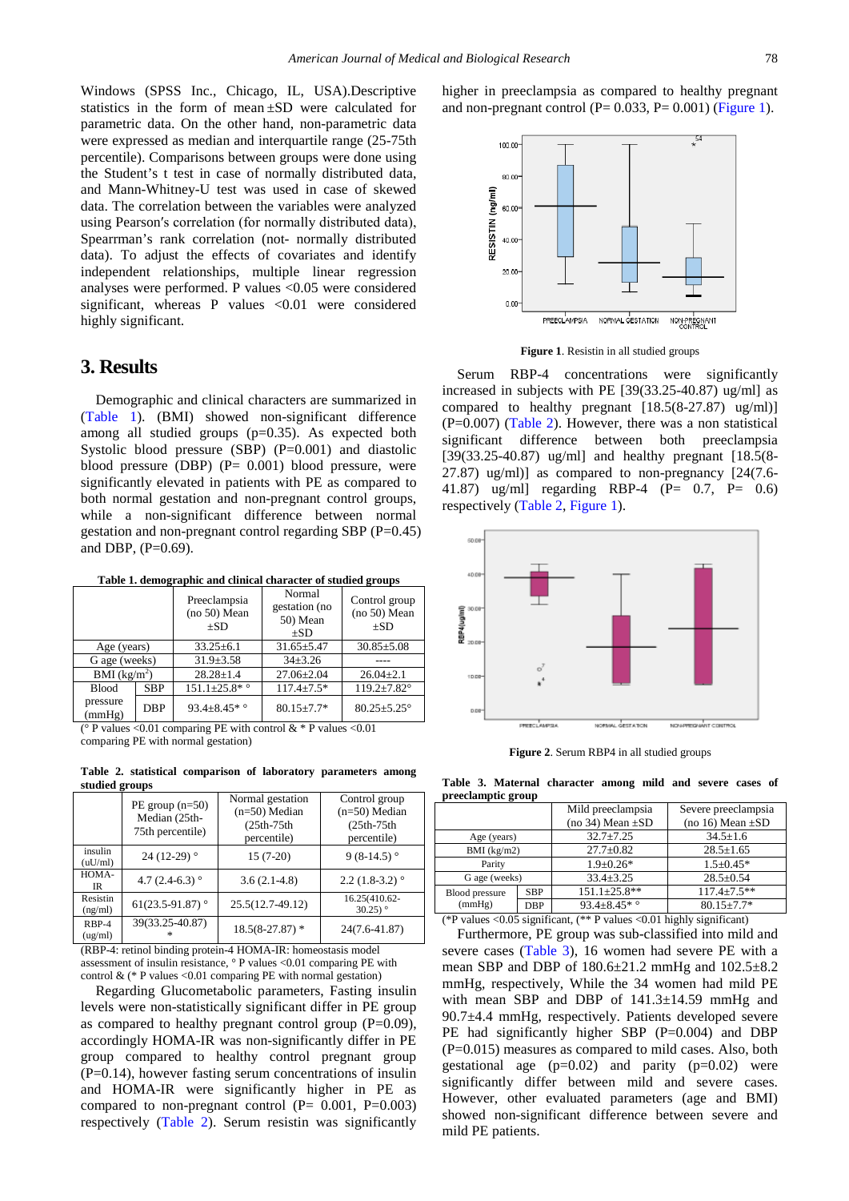Windows (SPSS Inc., Chicago, IL, USA).Descriptive statistics in the form of mean ±SD were calculated for parametric data. On the other hand, non-parametric data were expressed as median and interquartile range (25-75th percentile). Comparisons between groups were done using the Student's t test in case of normally distributed data, and Mann-Whitney-U test was used in case of skewed data. The correlation between the variables were analyzed using Pearson′s correlation (for normally distributed data), Spearrman's rank correlation (not- normally distributed data). To adjust the effects of covariates and identify independent relationships, multiple linear regression analyses were performed. P values <0.05 were considered significant, whereas P values <0.01 were considered highly significant.

## 3. Results

Demographic and clinical characters are summarized in (Table 1). (BMI) showed non-significant difference among all studied groups (p=0.35). As expected both Systolic blood pressure (SBP) (P=0.001) and diastolic blood pressure (DBP) (P= 0.001) blood pressure, were significantly elevated in patients with PE as compared to both normal gestation and non-pregnant control groups, while a non-significant difference between normal gestation and non-pregnant control regarding SBP (P=0.45) and DBP, (P=0.69).

**Table 1. demographic and clinical character of studied groups**

| | | Preeclampsia (no 50) Mean ±SD | Normal gestation (no 50) Mean ±SD | Control group (no 50) Mean ±SD |
|---|---|---|---|---|
| Age (years) | | 33.25±6.1 | 31.65±5.47 | 30.85±5.08 |
| G age (weeks) | | 31.9±3.58 | 34±3.26 | ---- |
| BMI (kg/m$^2$) | | 28.28±1.4 | 27.06±2.04 | 26.04±2.1 |
| Blood pressure (mmHg) | SBP | 151.1±25.8* ° | 117.4±7.5* | 119.2±7.82° |
| | DBP | 93.4±8.45* ° | 80.15±7.7* | 80.25±5.25° |

(° P values <0.01 comparing PE with control & * P values <0.01 comparing PE with normal gestation)

**Table 2. statistical comparison of laboratory parameters among studied groups**

| | PE group (n=50) Median (25th-75th percentile) | Normal gestation (n=50) Median (25th-75th percentile) | Control group (n=50) Median (25th-75th percentile) |
|---|---|---|---|
| insulin (uU/ml) | 24 (12-29) ° | 15 (7-20) | 9 (8-14.5) ° |
| HOMA-IR | 4.7 (2.4-6.3) ° | 3.6 (2.1-4.8) | 2.2 (1.8-3.2) ° |
| Resistin (ng/ml) | 61(23.5-91.87) ° | 25.5(12.7-49.12) | 16.25(410.62-30.25) ° |
| RBP-4 (ug/ml) | 39(33.25-40.87) * | 18.5(8-27.87) * | 24(7.6-41.87) |

(RBP-4: retinol binding protein-4 HOMA-IR: homeostasis model assessment of insulin resistance, ° P values <0.01 comparing PE with control & (* P values <0.01 comparing PE with normal gestation)

Regarding Glucometabolic parameters, Fasting insulin levels were non-statistically significant differ in PE group as compared to healthy pregnant control group (P=0.09), accordingly HOMA-IR was non-significantly differ in PE group compared to healthy control pregnant group (P=0.14), however fasting serum concentrations of insulin and HOMA-IR were significantly higher in PE as compared to non-pregnant control (P= 0.001, P=0.003) respectively (Table 2). Serum resistin was significantly higher in preeclampsia as compared to healthy pregnant and non-pregnant control (P= 0.033, P= 0.001) (Figure 1).

**Figure 1**. Resistin in all studied groups

Serum RBP-4 concentrations were significantly increased in subjects with PE [39(33.25-40.87) ug/ml] as compared to healthy pregnant [18.5(8-27.87) ug/ml)] (P=0.007) (Table 2). However, there was a non statistical significant difference between both preeclampsia [39(33.25-40.87) ug/ml] and healthy pregnant [18.5(8-27.87) ug/ml)] as compared to non-pregnancy [24(7.6-41.87) ug/ml] regarding RBP-4 (P= 0.7, P= 0.6) respectively (Table 2, Figure 1).

**Figure 2**. Serum RBP4 in all studied groups

**Table 3. Maternal character among mild and severe cases of preeclamptic group**

| | | Mild preeclampsia (no 34) Mean ±SD | Severe preeclampsia (no 16) Mean ±SD |
|---|---|---|---|
| Age (years) | | 32.7±7.25 | 34.5±1.6 |
| BMI (kg/m2) | | 27.7±0.82 | 28.5±1.65 |
| Parity | | 1.9±0.26* | 1.5±0.45* |
| G age (weeks) | | 33.4±3.25 | 28.5±0.54 |
| Blood pressure (mmHg) | SBP | 151.1±25.8** | 117.4±7.5** |
| | DBP | 93.4±8.45* ° | 80.15±7.7* |

(*P values <0.05 significant, (** P values <0.01 highly significant)

Furthermore, PE group was sub-classified into mild and severe cases (Table 3), 16 women had severe PE with a mean SBP and DBP of 180.6±21.2 mmHg and 102.5±8.2 mmHg, respectively, While the 34 women had mild PE with mean SBP and DBP of 141.3±14.59 mmHg and 90.7±4.4 mmHg, respectively. Patients developed severe PE had significantly higher SBP (P=0.004) and DBP (P=0.015) measures as compared to mild cases. Also, both gestational age (p=0.02) and parity (p=0.02) were significantly differ between mild and severe cases. However, other evaluated parameters (age and BMI) showed non-significant difference between severe and mild PE patients.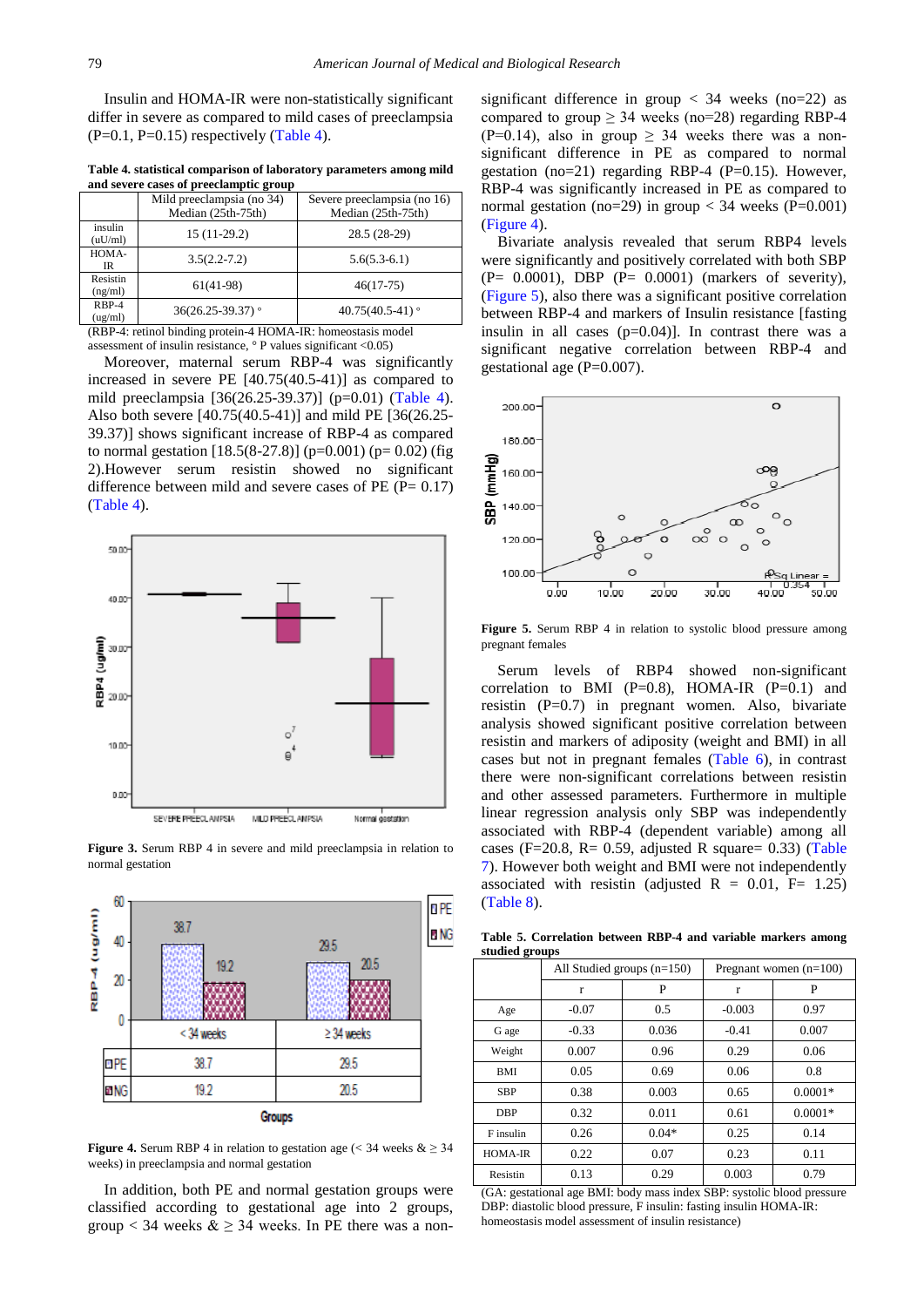Insulin and HOMA-IR were non-statistically significant differ in severe as compared to mild cases of preeclampsia (P=0.1, P=0.15) respectively (Table 4).

**Table 4. statistical comparison of laboratory parameters among mild and severe cases of preeclamptic group**

| | Mild preeclampsia (no 34) Median (25th-75th) | Severe preeclampsia (no 16) Median (25th-75th) |
|---|---|---|
| insulin (uU/ml) | 15 (11-29.2) | 28.5 (28-29) |
| HOMA-IR | 3.5(2.2-7.2) | 5.6(5.3-6.1) |
| Resistin (ng/ml) | 61(41-98) | 46(17-75) |
| RBP-4 (ug/ml) | 36(26.25-39.37) ° | 40.75(40.5-41) ° |

(RBP-4: retinol binding protein-4 HOMA-IR: homeostasis model assessment of insulin resistance, ° P values significant <0.05)

Moreover, maternal serum RBP-4 was significantly increased in severe PE [40.75(40.5-41)] as compared to mild preeclampsia [36(26.25-39.37)] (p=0.01) (Table 4). Also both severe [40.75(40.5-41)] and mild PE [36(26.25-39.37)] shows significant increase of RBP-4 as compared to normal gestation [18.5(8-27.8)] (p=0.001) (p= 0.02) (fig 2).However serum resistin showed no significant difference between mild and severe cases of PE (P= 0.17) (Table 4).

**Figure 3.** Serum RBP 4 in severe and mild preeclampsia in relation to normal gestation

**Figure 4.** Serum RBP 4 in relation to gestation age (< 34 weeks & ≥ 34 weeks) in preeclampsia and normal gestation

In addition, both PE and normal gestation groups were classified according to gestational age into 2 groups, group < 34 weeks & ≥ 34 weeks. In PE there was a non-significant difference in group < 34 weeks (no=22) as compared to group ≥ 34 weeks (no=28) regarding RBP-4 (P=0.14), also in group ≥ 34 weeks there was a non-significant difference in PE as compared to normal gestation (no=21) regarding RBP-4 (P=0.15). However, RBP-4 was significantly increased in PE as compared to normal gestation (no=29) in group < 34 weeks (P=0.001) (Figure 4).

Bivariate analysis revealed that serum RBP4 levels were significantly and positively correlated with both SBP (P= 0.0001), DBP (P= 0.0001) (markers of severity), (Figure 5), also there was a significant positive correlation between RBP-4 and markers of Insulin resistance [fasting insulin in all cases (p=0.04)]. In contrast there was a significant negative correlation between RBP-4 and gestational age (P=0.007).

**Figure 5.** Serum RBP 4 in relation to systolic blood pressure among pregnant females

Serum levels of RBP4 showed non-significant correlation to BMI (P=0.8), HOMA-IR (P=0.1) and resistin (P=0.7) in pregnant women. Also, bivariate analysis showed significant positive correlation between resistin and markers of adiposity (weight and BMI) in all cases but not in pregnant females (Table 6), in contrast there were non-significant correlations between resistin and other assessed parameters. Furthermore in multiple linear regression analysis only SBP was independently associated with RBP-4 (dependent variable) among all cases (F=20.8, R= 0.59, adjusted R square= 0.33) (Table 7). However both weight and BMI were not independently associated with resistin (adjusted R = 0.01, F= 1.25) (Table 8).

**Table 5. Correlation between RBP-4 and variable markers among studied groups**

| | All Studied groups (n=150) | | Pregnant women (n=100) | |
|---|---|---|---|---|
| | r | P | r | P |
| Age | -0.07 | 0.5 | -0.003 | 0.97 |
| G age | -0.33 | 0.036 | -0.41 | 0.007 |
| Weight | 0.007 | 0.96 | 0.29 | 0.06 |
| BMI | 0.05 | 0.69 | 0.06 | 0.8 |
| SBP | 0.38 | 0.003 | 0.65 | 0.0001* |
| DBP | 0.32 | 0.011 | 0.61 | 0.0001* |
| F insulin | 0.26 | 0.04* | 0.25 | 0.14 |
| HOMA-IR | 0.22 | 0.07 | 0.23 | 0.11 |
| Resistin | 0.13 | 0.29 | 0.003 | 0.79 |

(GA: gestational age BMI: body mass index SBP: systolic blood pressure DBP: diastolic blood pressure, F insulin: fasting insulin HOMA-IR: homeostasis model assessment of insulin resistance)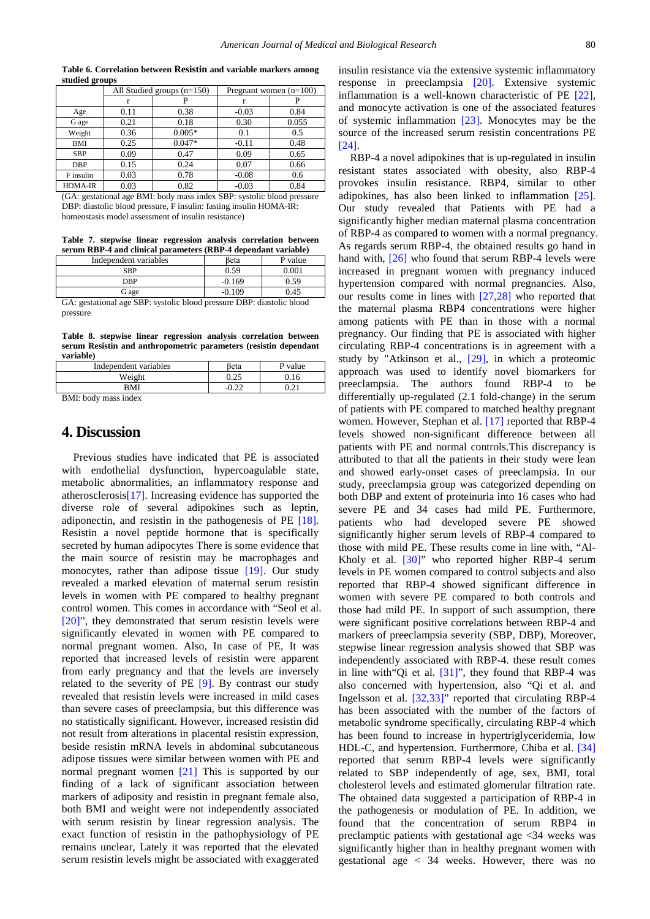**Table 6. Correlation between Resistin and variable markers among studied groups**

| | All Studied groups (n=150) | | Pregnant women (n=100) | |
|---|---|---|---|---|
| | r | P | r | P |
| Age | 0.11 | 0.38 | -0.03 | 0.84 |
| G age | 0.21 | 0.18 | 0.30 | 0.055 |
| Weight | 0.36 | 0.005* | 0.1 | 0.5 |
| BMI | 0.25 | 0.047* | -0.11 | 0.48 |
| SBP | 0.09 | 0.47 | 0.09 | 0.65 |
| DBP | 0.15 | 0.24 | 0.07 | 0.66 |
| F insulin | 0.03 | 0.78 | -0.08 | 0.6 |
| HOMA-IR | 0.03 | 0.82 | -0.03 | 0.84 |

(GA: gestational age BMI: body mass index SBP: systolic blood pressure DBP: diastolic blood pressure, F insulin: fasting insulin HOMA-IR: homeostasis model assessment of insulin resistance)

**Table 7. stepwise linear regression analysis correlation between serum RBP-4 and clinical parameters (RBP-4 dependant variable)**

| Independent variables | βeta | P value |
|---|---|---|
| SBP | 0.59 | 0.001 |
| DBP | -0.169 | 0.59 |
| G age | -0.109 | 0.45 |

GA: gestational age SBP: systolic blood pressure DBP: diastolic blood pressure

**Table 8. stepwise linear regression analysis correlation between serum Resistin and anthropometric parameters (resistin dependant variable)**

| Independent variables | βeta | P value |
|---|---|---|
| Weight | 0.25 | 0.16 |
| BMI | -0.22 | 0.21 |

BMI: body mass index

## 4. Discussion

Previous studies have indicated that PE is associated with endothelial dysfunction, hypercoagulable state, metabolic abnormalities, an inflammatory response and atherosclerosis[17]. Increasing evidence has supported the diverse role of several adipokines such as leptin, adiponectin, and resistin in the pathogenesis of PE [18]. Resistin a novel peptide hormone that is specifically secreted by human adipocytes There is some evidence that the main source of resistin may be macrophages and monocytes, rather than adipose tissue [19]. Our study revealed a marked elevation of maternal serum resistin levels in women with PE compared to healthy pregnant control women. This comes in accordance with "Seol et al. [20]", they demonstrated that serum resistin levels were significantly elevated in women with PE compared to normal pregnant women. Also, In case of PE, It was reported that increased levels of resistin were apparent from early pregnancy and that the levels are inversely related to the severity of PE [9]. By contrast our study revealed that resistin levels were increased in mild cases than severe cases of preeclampsia, but this difference was no statistically significant. However, increased resistin did not result from alterations in placental resistin expression, beside resistin mRNA levels in abdominal subcutaneous adipose tissues were similar between women with PE and normal pregnant women [21] This is supported by our finding of a lack of significant association between markers of adiposity and resistin in pregnant female also, both BMI and weight were not independently associated with serum resistin by linear regression analysis. The exact function of resistin in the pathophysiology of PE remains unclear, Lately it was reported that the elevated serum resistin levels might be associated with exaggerated insulin resistance via the extensive systemic inflammatory response in preeclampsia [20]. Extensive systemic inflammation is a well-known characteristic of PE [22], and monocyte activation is one of the associated features of systemic inflammation [23]. Monocytes may be the source of the increased serum resistin concentrations PE [24].

RBP-4 a novel adipokines that is up-regulated in insulin resistant states associated with obesity, also RBP-4 provokes insulin resistance. RBP4, similar to other adipokines, has also been linked to inflammation [25]. Our study revealed that Patients with PE had a significantly higher median maternal plasma concentration of RBP-4 as compared to women with a normal pregnancy. As regards serum RBP-4, the obtained results go hand in hand with, [26] who found that serum RBP-4 levels were increased in pregnant women with pregnancy induced hypertension compared with normal pregnancies. Also, our results come in lines with [27,28] who reported that the maternal plasma RBP4 concentrations were higher among patients with PE than in those with a normal pregnancy. Our finding that PE is associated with higher circulating RBP-4 concentrations is in agreement with a study by "Atkinson et al., [29], in which a proteomic approach was used to identify novel biomarkers for preeclampsia. The authors found RBP-4 to be differentially up-regulated (2.1 fold-change) in the serum of patients with PE compared to matched healthy pregnant women. However, Stephan et al. [17] reported that RBP-4 levels showed non-significant difference between all patients with PE and normal controls.This discrepancy is attributed to that all the patients in their study were lean and showed early-onset cases of preeclampsia. In our study, preeclampsia group was categorized depending on both DBP and extent of proteinuria into 16 cases who had severe PE and 34 cases had mild PE. Furthermore, patients who had developed severe PE showed significantly higher serum levels of RBP-4 compared to those with mild PE. These results come in line with, "Al-Kholy et al. [30]" who reported higher RBP-4 serum levels in PE women compared to control subjects and also reported that RBP-4 showed significant difference in women with severe PE compared to both controls and those had mild PE. In support of such assumption, there were significant positive correlations between RBP-4 and markers of preeclampsia severity (SBP, DBP), Moreover, stepwise linear regression analysis showed that SBP was independently associated with RBP-4. these result comes in line with"Qi et al. [31]", they found that RBP-4 was also concerned with hypertension, also "Qi et al. and Ingelsson et al. [32,33]" reported that circulating RBP-4 has been associated with the number of the factors of metabolic syndrome specifically, circulating RBP-4 which has been found to increase in hypertriglyceridemia, low HDL-C, and hypertension. Furthermore, Chiba et al. [34] reported that serum RBP-4 levels were significantly related to SBP independently of age, sex, BMI, total cholesterol levels and estimated glomerular filtration rate. The obtained data suggested a participation of RBP-4 in the pathogenesis or modulation of PE. In addition, we found that the concentration of serum RBP4 in preclamptic patients with gestational age <34 weeks was significantly higher than in healthy pregnant women with gestational age < 34 weeks. However, there was no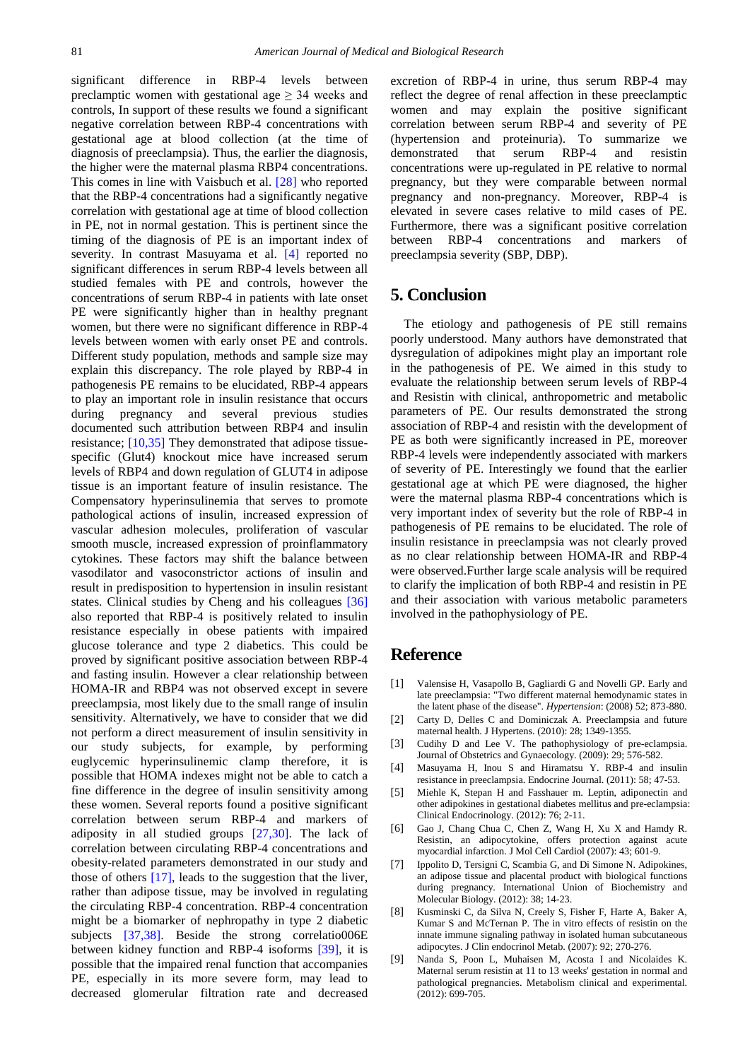significant difference in RBP-4 levels between preclamptic women with gestational age ≥ 34 weeks and controls, In support of these results we found a significant negative correlation between RBP-4 concentrations with gestational age at blood collection (at the time of diagnosis of preeclampsia). Thus, the earlier the diagnosis, the higher were the maternal plasma RBP4 concentrations. This comes in line with Vaisbuch et al. [28] who reported that the RBP-4 concentrations had a significantly negative correlation with gestational age at time of blood collection in PE, not in normal gestation. This is pertinent since the timing of the diagnosis of PE is an important index of severity. In contrast Masuyama et al. [4] reported no significant differences in serum RBP-4 levels between all studied females with PE and controls, however the concentrations of serum RBP-4 in patients with late onset PE were significantly higher than in healthy pregnant women, but there were no significant difference in RBP-4 levels between women with early onset PE and controls. Different study population, methods and sample size may explain this discrepancy. The role played by RBP-4 in pathogenesis PE remains to be elucidated, RBP-4 appears to play an important role in insulin resistance that occurs during pregnancy and several previous studies documented such attribution between RBP4 and insulin resistance; [10,35] They demonstrated that adipose tissue-specific (Glut4) knockout mice have increased serum levels of RBP4 and down regulation of GLUT4 in adipose tissue is an important feature of insulin resistance. The Compensatory hyperinsulinemia that serves to promote pathological actions of insulin, increased expression of vascular adhesion molecules, proliferation of vascular smooth muscle, increased expression of proinflammatory cytokines. These factors may shift the balance between vasodilator and vasoconstrictor actions of insulin and result in predisposition to hypertension in insulin resistant states. Clinical studies by Cheng and his colleagues [36] also reported that RBP-4 is positively related to insulin resistance especially in obese patients with impaired glucose tolerance and type 2 diabetics. This could be proved by significant positive association between RBP-4 and fasting insulin. However a clear relationship between HOMA-IR and RBP4 was not observed except in severe preeclampsia, most likely due to the small range of insulin sensitivity. Alternatively, we have to consider that we did not perform a direct measurement of insulin sensitivity in our study subjects, for example, by performing euglycemic hyperinsulinemic clamp therefore, it is possible that HOMA indexes might not be able to catch a fine difference in the degree of insulin sensitivity among these women. Several reports found a positive significant correlation between serum RBP-4 and markers of adiposity in all studied groups [27,30]. The lack of correlation between circulating RBP-4 concentrations and obesity-related parameters demonstrated in our study and those of others [17], leads to the suggestion that the liver, rather than adipose tissue, may be involved in regulating the circulating RBP-4 concentration. RBP-4 concentration might be a biomarker of nephropathy in type 2 diabetic subjects [37,38]. Beside the strong correlatio006E between kidney function and RBP-4 isoforms [39], it is possible that the impaired renal function that accompanies PE, especially in its more severe form, may lead to decreased glomerular filtration rate and decreased excretion of RBP-4 in urine, thus serum RBP-4 may reflect the degree of renal affection in these preeclamptic women and may explain the positive significant correlation between serum RBP-4 and severity of PE (hypertension and proteinuria). To summarize we demonstrated that serum RBP-4 and resistin concentrations were up-regulated in PE relative to normal pregnancy, but they were comparable between normal pregnancy and non-pregnancy. Moreover, RBP-4 is elevated in severe cases relative to mild cases of PE. Furthermore, there was a significant positive correlation between RBP-4 concentrations and markers of preeclampsia severity (SBP, DBP).

## 5. Conclusion

The etiology and pathogenesis of PE still remains poorly understood. Many authors have demonstrated that dysregulation of adipokines might play an important role in the pathogenesis of PE. We aimed in this study to evaluate the relationship between serum levels of RBP-4 and Resistin with clinical, anthropometric and metabolic parameters of PE. Our results demonstrated the strong association of RBP-4 and resistin with the development of PE as both were significantly increased in PE, moreover RBP-4 levels were independently associated with markers of severity of PE. Interestingly we found that the earlier gestational age at which PE were diagnosed, the higher were the maternal plasma RBP-4 concentrations which is very important index of severity but the role of RBP-4 in pathogenesis of PE remains to be elucidated. The role of insulin resistance in preeclampsia was not clearly proved as no clear relationship between HOMA-IR and RBP-4 were observed.Further large scale analysis will be required to clarify the implication of both RBP-4 and resistin in PE and their association with various metabolic parameters involved in the pathophysiology of PE.

## Reference

[1] Valensise H, Vasapollo B, Gagliardi G and Novelli GP. Early and late preeclampsia: "Two different maternal hemodynamic states in the latent phase of the disease". *Hypertension*: (2008) 52; 873-880.

[2] Carty D, Delles C and Dominiczak A. Preeclampsia and future maternal health. J Hypertens. (2010): 28; 1349-1355.

[3] Cudihy D and Lee V. The pathophysiology of pre-eclampsia. Journal of Obstetrics and Gynaecology. (2009): 29; 576-582.

[4] Masuyama H, Inou S and Hiramatsu Y. RBP-4 and insulin resistance in preeclampsia. Endocrine Journal. (2011): 58; 47-53.

[5] Miehle K, Stepan H and Fasshauer m. Leptin, adiponectin and other adipokines in gestational diabetes mellitus and pre-eclampsia: Clinical Endocrinology. (2012): 76; 2-11.

[6] Gao J, Chang Chua C, Chen Z, Wang H, Xu X and Hamdy R. Resistin, an adipocytokine, offers protection against acute myocardial infarction. J Mol Cell Cardiol (2007): 43; 601-9.

[7] Ippolito D, Tersigni C, Scambia G, and Di Simone N. Adipokines, an adipose tissue and placental product with biological functions during pregnancy. International Union of Biochemistry and Molecular Biology. (2012): 38; 14-23.

[8] Kusminski C, da Silva N, Creely S, Fisher F, Harte A, Baker A, Kumar S and McTernan P. The in vitro effects of resistin on the innate immune signaling pathway in isolated human subcutaneous adipocytes. J Clin endocrinol Metab. (2007): 92; 270-276.

[9] Nanda S, Poon L, Muhaisen M, Acosta I and Nicolaides K. Maternal serum resistin at 11 to 13 weeks' gestation in normal and pathological pregnancies. Metabolism clinical and experimental. (2012): 699-705.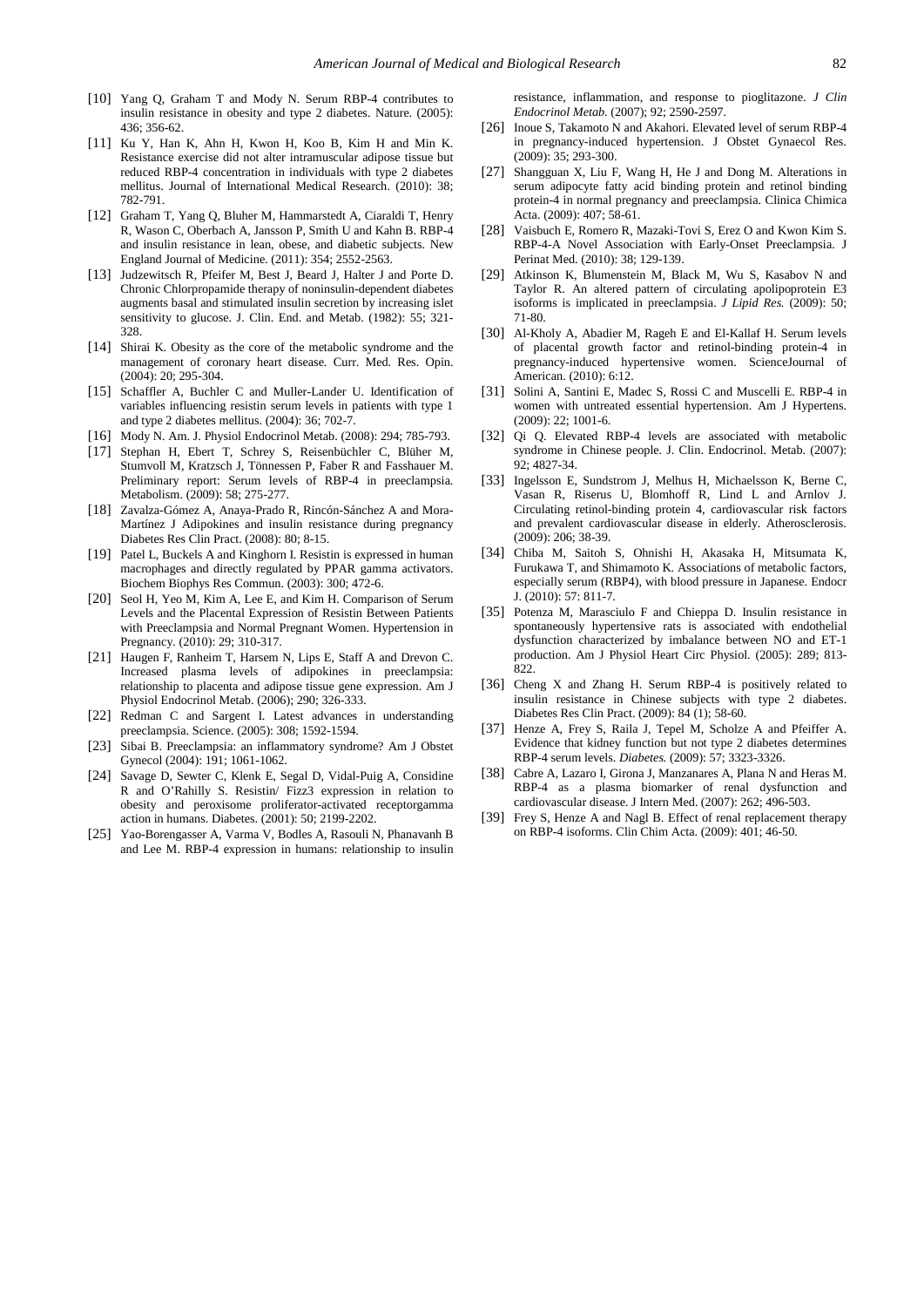[10] Yang Q, Graham T and Mody N. Serum RBP-4 contributes to insulin resistance in obesity and type 2 diabetes. Nature. (2005): 436; 356-62.

[11] Ku Y, Han K, Ahn H, Kwon H, Koo B, Kim H and Min K. Resistance exercise did not alter intramuscular adipose tissue but reduced RBP-4 concentration in individuals with type 2 diabetes mellitus. Journal of International Medical Research. (2010): 38; 782-791.

[12] Graham T, Yang Q, Bluher M, Hammarstedt A, Ciaraldi T, Henry R, Wason C, Oberbach A, Jansson P, Smith U and Kahn B. RBP-4 and insulin resistance in lean, obese, and diabetic subjects. New England Journal of Medicine. (2011): 354; 2552-2563.

[13] Judzewitsch R, Pfeifer M, Best J, Beard J, Halter J and Porte D. Chronic Chlorpropamide therapy of noninsulin-dependent diabetes augments basal and stimulated insulin secretion by increasing islet sensitivity to glucose. J. Clin. End. and Metab. (1982): 55; 321-328.

[14] Shirai K. Obesity as the core of the metabolic syndrome and the management of coronary heart disease. Curr. Med. Res. Opin. (2004): 20; 295-304.

[15] Schaffler A, Buchler C and Muller-Lander U. Identification of variables influencing resistin serum levels in patients with type 1 and type 2 diabetes mellitus. (2004): 36; 702-7.

[16] Mody N. Am. J. Physiol Endocrinol Metab. (2008): 294; 785-793.

[17] Stephan H, Ebert T, Schrey S, Reisenbüchler C, Blüher M, Stumvoll M, Kratzsch J, Tönnessen P, Faber R and Fasshauer M. Preliminary report: Serum levels of RBP-4 in preeclampsia. Metabolism. (2009): 58; 275-277.

[18] Zavalza-Gómez A, Anaya-Prado R, Rincón-Sánchez A and Mora-Martínez J Adipokines and insulin resistance during pregnancy Diabetes Res Clin Pract. (2008): 80; 8-15.

[19] Patel L, Buckels A and Kinghorn I. Resistin is expressed in human macrophages and directly regulated by PPAR gamma activators. Biochem Biophys Res Commun. (2003): 300; 472-6.

[20] Seol H, Yeo M, Kim A, Lee E, and Kim H. Comparison of Serum Levels and the Placental Expression of Resistin Between Patients with Preeclampsia and Normal Pregnant Women. Hypertension in Pregnancy. (2010): 29; 310-317.

[21] Haugen F, Ranheim T, Harsem N, Lips E, Staff A and Drevon C. Increased plasma levels of adipokines in preeclampsia: relationship to placenta and adipose tissue gene expression. Am J Physiol Endocrinol Metab. (2006); 290; 326-333.

[22] Redman C and Sargent I. Latest advances in understanding preeclampsia. Science. (2005): 308; 1592-1594.

[23] Sibai B. Preeclampsia: an inflammatory syndrome? Am J Obstet Gynecol (2004): 191; 1061-1062.

[24] Savage D, Sewter C, Klenk E, Segal D, Vidal-Puig A, Considine R and O'Rahilly S. Resistin/ Fizz3 expression in relation to obesity and peroxisome proliferator-activated receptorgamma action in humans. Diabetes. (2001): 50; 2199-2202.

[25] Yao-Borengasser A, Varma V, Bodles A, Rasouli N, Phanavanh B and Lee M. RBP-4 expression in humans: relationship to insulin resistance, inflammation, and response to pioglitazone. *J Clin Endocrinol Metab.* (2007); 92; 2590-2597.

[26] Inoue S, Takamoto N and Akahori. Elevated level of serum RBP-4 in pregnancy-induced hypertension. J Obstet Gynaecol Res. (2009): 35; 293-300.

[27] Shangguan X, Liu F, Wang H, He J and Dong M. Alterations in serum adipocyte fatty acid binding protein and retinol binding protein-4 in normal pregnancy and preeclampsia. Clinica Chimica Acta. (2009): 407; 58-61.

[28] Vaisbuch E, Romero R, Mazaki-Tovi S, Erez O and Kwon Kim S. RBP-4-A Novel Association with Early-Onset Preeclampsia. J Perinat Med. (2010): 38; 129-139.

[29] Atkinson K, Blumenstein M, Black M, Wu S, Kasabov N and Taylor R. An altered pattern of circulating apolipoprotein E3 isoforms is implicated in preeclampsia. *J Lipid Res.* (2009): 50; 71-80.

[30] Al-Kholy A, Abadier M, Rageh E and El-Kallaf H. Serum levels of placental growth factor and retinol-binding protein-4 in pregnancy-induced hypertensive women. ScienceJournal of American. (2010): 6:12.

[31] Solini A, Santini E, Madec S, Rossi C and Muscelli E. RBP-4 in women with untreated essential hypertension. Am J Hypertens. (2009): 22; 1001-6.

[32] Qi Q. Elevated RBP-4 levels are associated with metabolic syndrome in Chinese people. J. Clin. Endocrinol. Metab. (2007): 92; 4827-34.

[33] Ingelsson E, Sundstrom J, Melhus H, Michaelsson K, Berne C, Vasan R, Riserus U, Blomhoff R, Lind L and Arnlov J. Circulating retinol-binding protein 4, cardiovascular risk factors and prevalent cardiovascular disease in elderly. Atherosclerosis. (2009): 206; 38-39.

[34] Chiba M, Saitoh S, Ohnishi H, Akasaka H, Mitsumata K, Furukawa T, and Shimamoto K. Associations of metabolic factors, especially serum (RBP4), with blood pressure in Japanese. Endocr J. (2010): 57: 811-7.

[35] Potenza M, Marasciulo F and Chieppa D. Insulin resistance in spontaneously hypertensive rats is associated with endothelial dysfunction characterized by imbalance between NO and ET-1 production. Am J Physiol Heart Circ Physiol. (2005): 289; 813-822.

[36] Cheng X and Zhang H. Serum RBP-4 is positively related to insulin resistance in Chinese subjects with type 2 diabetes. Diabetes Res Clin Pract. (2009): 84 (1); 58-60.

[37] Henze A, Frey S, Raila J, Tepel M, Scholze A and Pfeiffer A. Evidence that kidney function but not type 2 diabetes determines RBP-4 serum levels. *Diabetes.* (2009): 57; 3323-3326.

[38] Cabre A, Lazaro I, Girona J, Manzanares A, Plana N and Heras M. RBP-4 as a plasma biomarker of renal dysfunction and cardiovascular disease. J Intern Med. (2007): 262; 496-503.

[39] Frey S, Henze A and Nagl B. Effect of renal replacement therapy on RBP-4 isoforms. Clin Chim Acta. (2009): 401; 46-50.